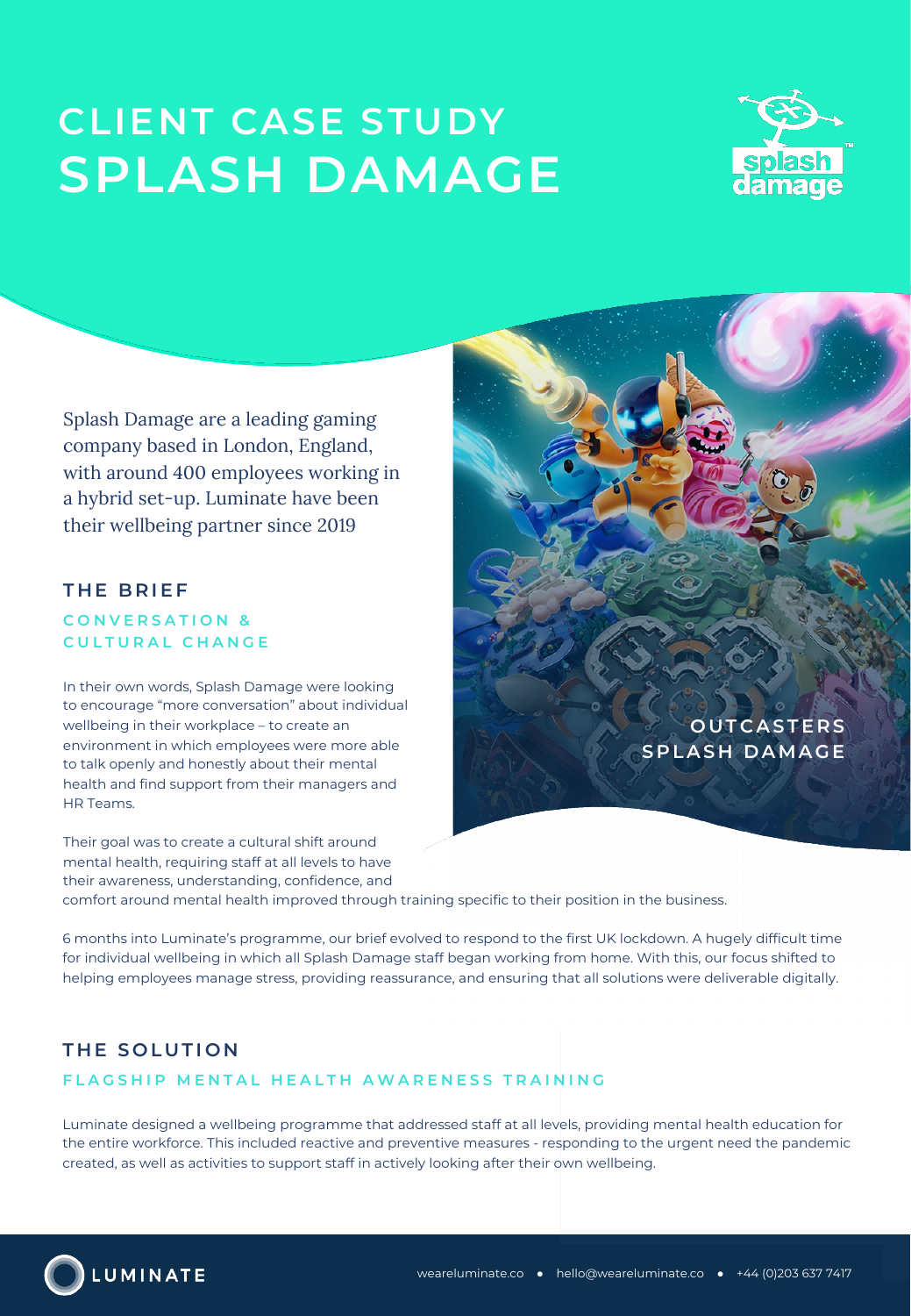# CLIENT CASE STUDY
# SPLASH DAMAGE

Splash Damage are a leading gaming company based in London, England, with around 400 employees working in a hybrid set-up. Luminate have been their wellbeing partner since 2019

## THE BRIEF

### CONVERSATION & CULTURAL CHANGE

In their own words, Splash Damage were looking to encourage "more conversation" about individual wellbeing in their workplace – to create an environment in which employees were more able to talk openly and honestly about their mental health and find support from their managers and HR Teams.

Their goal was to create a cultural shift around mental health, requiring staff at all levels to have their awareness, understanding, confidence, and comfort around mental health improved through training specific to their position in the business.

6 months into Luminate's programme, our brief evolved to respond to the first UK lockdown. A hugely difficult time for individual wellbeing in which all Splash Damage staff began working from home. With this, our focus shifted to helping employees manage stress, providing reassurance, and ensuring that all solutions were deliverable digitally.

OUTCASTERS
SPLASH DAMAGE

## THE SOLUTION

### FLAGSHIP MENTAL HEALTH AWARENESS TRAINING

Luminate designed a wellbeing programme that addressed staff at all levels, providing mental health education for the entire workforce. This included reactive and preventive measures - responding to the urgent need the pandemic created, as well as activities to support staff in actively looking after their own wellbeing.

LUMINATE

weareluminate.co • hello@weareluminate.co • +44 (0)203 637 7417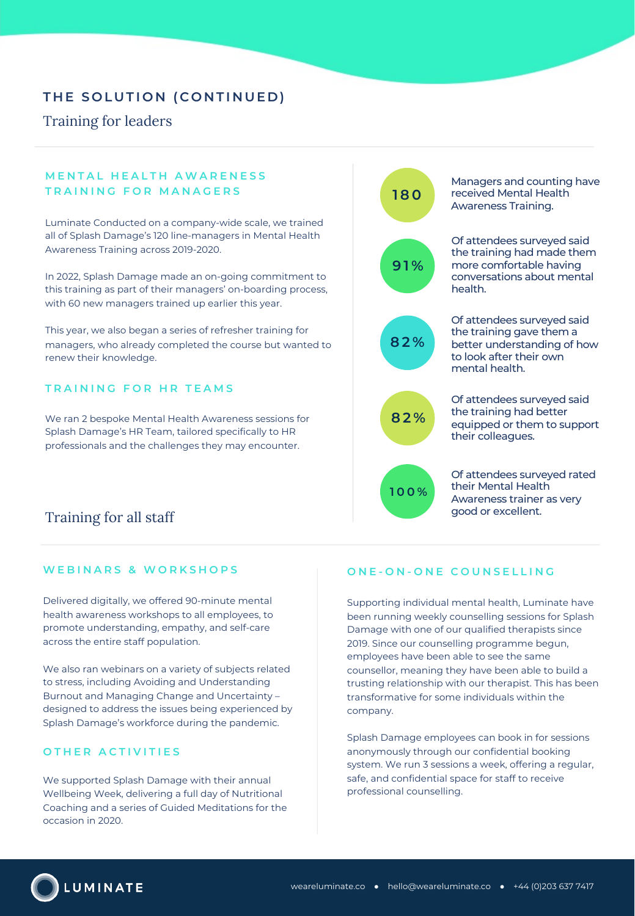## THE SOLUTION (CONTINUED)

### Training for leaders

#### MENTAL HEALTH AWARENESS TRAINING FOR MANAGERS

Luminate Conducted on a company-wide scale, we trained all of Splash Damage's 120 line-managers in Mental Health Awareness Training across 2019-2020.

In 2022, Splash Damage made an on-going commitment to this training as part of their managers' on-boarding process, with 60 new managers trained up earlier this year.

This year, we also began a series of refresher training for managers, who already completed the course but wanted to renew their knowledge.

#### TRAINING FOR HR TEAMS

We ran 2 bespoke Mental Health Awareness sessions for Splash Damage's HR Team, tailored specifically to HR professionals and the challenges they may encounter.

**180** Managers and counting have received Mental Health Awareness Training.

**91%** Of attendees surveyed said the training had made them more comfortable having conversations about mental health.

**82%** Of attendees surveyed said the training gave them a better understanding of how to look after their own mental health.

**82%** Of attendees surveyed said the training had better equipped or them to support their colleagues.

**100%** Of attendees surveyed rated their Mental Health Awareness trainer as very good or excellent.

### Training for all staff

#### WEBINARS & WORKSHOPS

Delivered digitally, we offered 90-minute mental health awareness workshops to all employees, to promote understanding, empathy, and self-care across the entire staff population.

We also ran webinars on a variety of subjects related to stress, including Avoiding and Understanding Burnout and Managing Change and Uncertainty – designed to address the issues being experienced by Splash Damage's workforce during the pandemic.

#### OTHER ACTIVITIES

We supported Splash Damage with their annual Wellbeing Week, delivering a full day of Nutritional Coaching and a series of Guided Meditations for the occasion in 2020.

#### ONE-ON-ONE COUNSELLING

Supporting individual mental health, Luminate have been running weekly counselling sessions for Splash Damage with one of our qualified therapists since 2019. Since our counselling programme begun, employees have been able to see the same counsellor, meaning they have been able to build a trusting relationship with our therapist. This has been transformative for some individuals within the company.

Splash Damage employees can book in for sessions anonymously through our confidential booking system. We run 3 sessions a week, offering a regular, safe, and confidential space for staff to receive professional counselling.

LUMINATE

weareluminate.co • hello@weareluminate.co • +44 (0)203 637 7417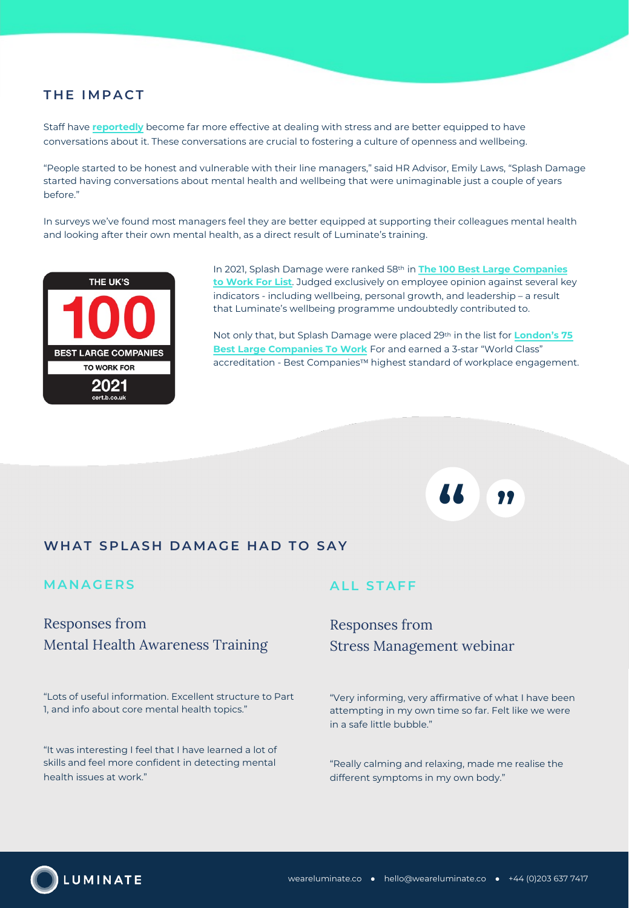## THE IMPACT

Staff have **reportedly** become far more effective at dealing with stress and are better equipped to have conversations about it. These conversations are crucial to fostering a culture of openness and wellbeing.

"People started to be honest and vulnerable with their line managers," said HR Advisor, Emily Laws, "Splash Damage started having conversations about mental health and wellbeing that were unimaginable just a couple of years before."

In surveys we've found most managers feel they are better equipped at supporting their colleagues mental health and looking after their own mental health, as a direct result of Luminate's training.

THE UK'S 100 BEST LARGE COMPANIES TO WORK FOR 2021 cert.b.co.uk

In 2021, Splash Damage were ranked 58th in **The 100 Best Large Companies to Work For List**. Judged exclusively on employee opinion against several key indicators - including wellbeing, personal growth, and leadership – a result that Luminate's wellbeing programme undoubtedly contributed to.

Not only that, but Splash Damage were placed 29th in the list for **London's 75 Best Large Companies To Work** For and earned a 3-star "World Class" accreditation - Best Companies™ highest standard of workplace engagement.

## WHAT SPLASH DAMAGE HAD TO SAY

### MANAGERS

Responses from
Mental Health Awareness Training

"Lots of useful information. Excellent structure to Part 1, and info about core mental health topics."

"It was interesting I feel that I have learned a lot of skills and feel more confident in detecting mental health issues at work."

### ALL STAFF

Responses from
Stress Management webinar

"Very informing, very affirmative of what I have been attempting in my own time so far. Felt like we were in a safe little bubble."

"Really calming and relaxing, made me realise the different symptoms in my own body."

LUMINATE

weareluminate.co • hello@weareluminate.co • +44 (0)203 637 7417